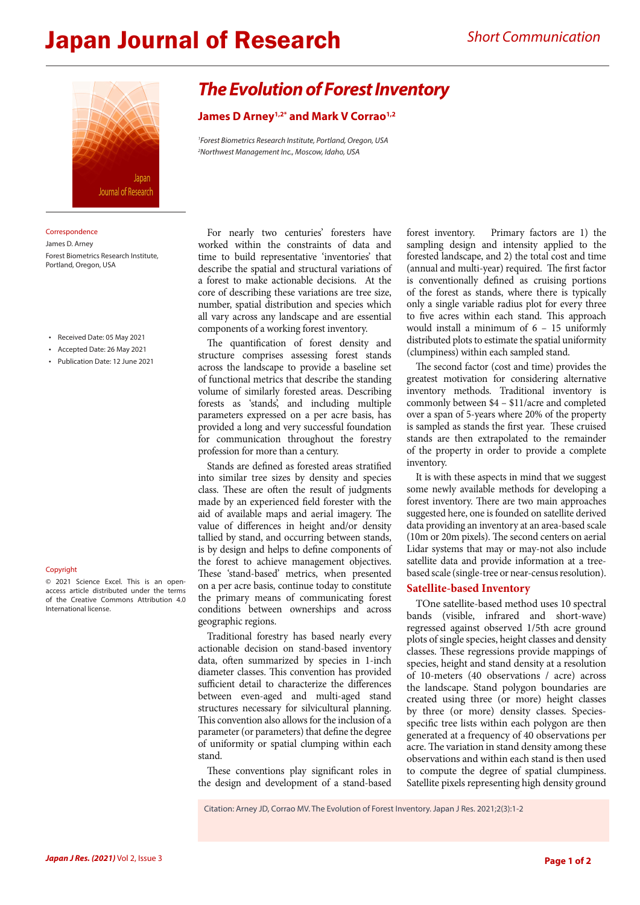# The Evolution of Forest Inventory

**James D Arney[1,2*] and Mark V Corrao[1,2]**

*[1]Forest Biometrics Research Institute, Portland, Oregon, USA*
*[2]Northwest Management Inc., Moscow, Idaho, USA*

Correspondence
James D. Arney
Forest Biometrics Research Institute, Portland, Oregon, USA

- Received Date: 05 May 2021
- Accepted Date: 26 May 2021
- Publication Date: 12 June 2021

Copyright
© 2021 Science Excel. This is an open-access article distributed under the terms of the Creative Commons Attribution 4.0 International license.

For nearly two centuries' foresters have worked within the constraints of data and time to build representative 'inventories' that describe the spatial and structural variations of a forest to make actionable decisions. At the core of describing these variations are tree size, number, spatial distribution and species which all vary across any landscape and are essential components of a working forest inventory.

The quantification of forest density and structure comprises assessing forest stands across the landscape to provide a baseline set of functional metrics that describe the standing volume of similarly forested areas. Describing forests as 'stands', and including multiple parameters expressed on a per acre basis, has provided a long and very successful foundation for communication throughout the forestry profession for more than a century.

Stands are defined as forested areas stratified into similar tree sizes by density and species class. These are often the result of judgments made by an experienced field forester with the aid of available maps and aerial imagery. The value of differences in height and/or density tallied by stand, and occurring between stands, is by design and helps to define components of the forest to achieve management objectives. These 'stand-based' metrics, when presented on a per acre basis, continue today to constitute the primary means of communicating forest conditions between ownerships and across geographic regions.

Traditional forestry has based nearly every actionable decision on stand-based inventory data, often summarized by species in 1-inch diameter classes. This convention has provided sufficient detail to characterize the differences between even-aged and multi-aged stand structures necessary for silvicultural planning. This convention also allows for the inclusion of a parameter (or parameters) that define the degree of uniformity or spatial clumping within each stand.

These conventions play significant roles in the design and development of a stand-based forest inventory. Primary factors are 1) the sampling design and intensity applied to the forested landscape, and 2) the total cost and time (annual and multi-year) required. The first factor is conventionally defined as cruising portions of the forest as stands, where there is typically only a single variable radius plot for every three to five acres within each stand. This approach would install a minimum of 6 – 15 uniformly distributed plots to estimate the spatial uniformity (clumpiness) within each sampled stand.

The second factor (cost and time) provides the greatest motivation for considering alternative inventory methods. Traditional inventory is commonly between $4 – $11/acre and completed over a span of 5-years where 20% of the property is sampled as stands the first year. These cruised stands are then extrapolated to the remainder of the property in order to provide a complete inventory.

It is with these aspects in mind that we suggest some newly available methods for developing a forest inventory. There are two main approaches suggested here, one is founded on satellite derived data providing an inventory at an area-based scale (10m or 20m pixels). The second centers on aerial Lidar systems that may or may-not also include satellite data and provide information at a tree-based scale (single-tree or near-census resolution).

## Satellite-based Inventory

TOne satellite-based method uses 10 spectral bands (visible, infrared and short-wave) regressed against observed 1/5th acre ground plots of single species, height classes and density classes. These regressions provide mappings of species, height and stand density at a resolution of 10-meters (40 observations / acre) across the landscape. Stand polygon boundaries are created using three (or more) height classes by three (or more) density classes. Species-specific tree lists within each polygon are then generated at a frequency of 40 observations per acre. The variation in stand density among these observations and within each stand is then used to compute the degree of spatial clumpiness. Satellite pixels representing high density ground

Citation: Arney JD, Corrao MV. The Evolution of Forest Inventory. Japan J Res. 2021;2(3):1-2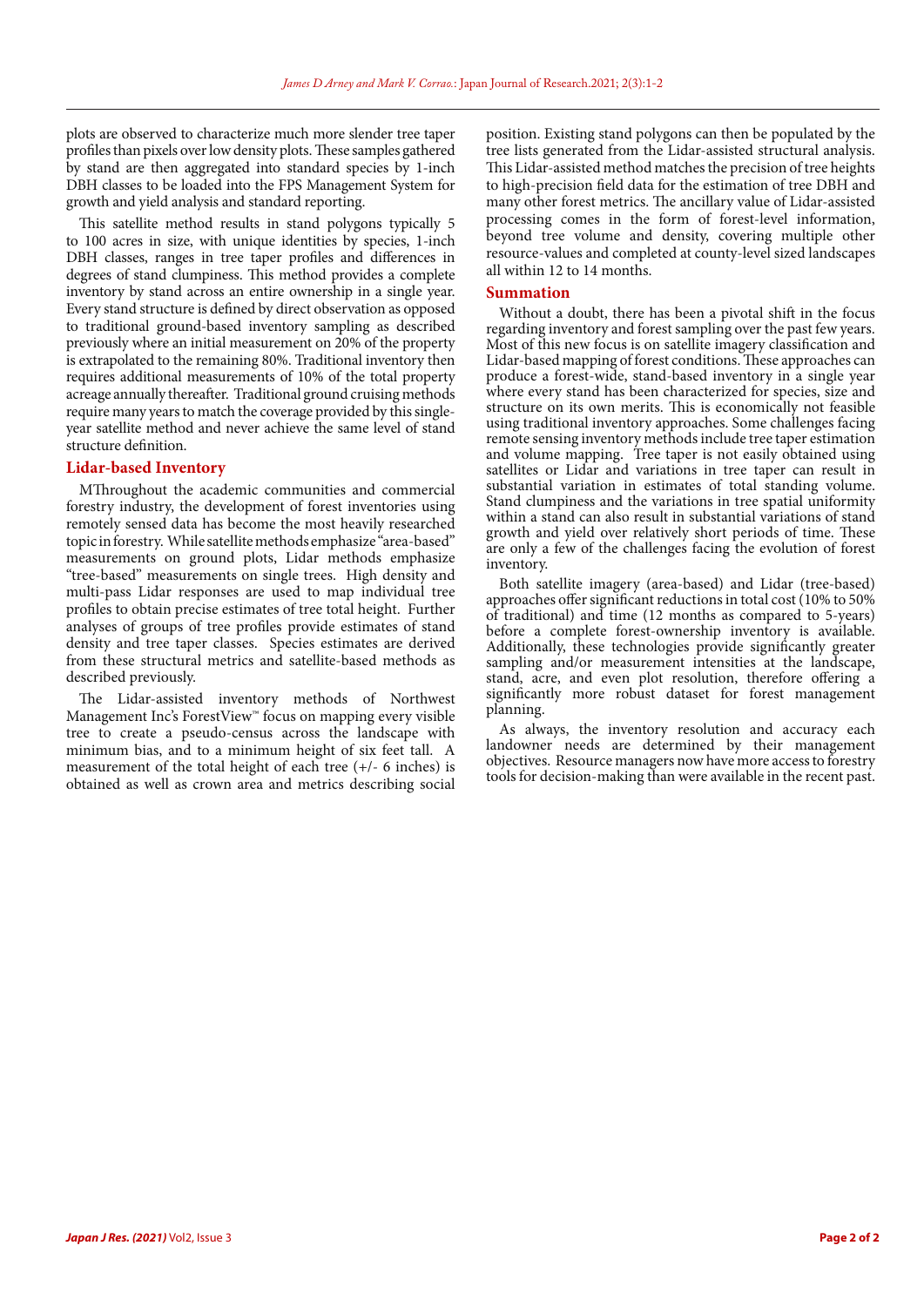plots are observed to characterize much more slender tree taper profiles than pixels over low density plots. These samples gathered by stand are then aggregated into standard species by 1-inch DBH classes to be loaded into the FPS Management System for growth and yield analysis and standard reporting.

This satellite method results in stand polygons typically 5 to 100 acres in size, with unique identities by species, 1-inch DBH classes, ranges in tree taper profiles and differences in degrees of stand clumpiness. This method provides a complete inventory by stand across an entire ownership in a single year. Every stand structure is defined by direct observation as opposed to traditional ground-based inventory sampling as described previously where an initial measurement on 20% of the property is extrapolated to the remaining 80%. Traditional inventory then requires additional measurements of 10% of the total property acreage annually thereafter. Traditional ground cruising methods require many years to match the coverage provided by this single-year satellite method and never achieve the same level of stand structure definition.

## Lidar-based Inventory

MThroughout the academic communities and commercial forestry industry, the development of forest inventories using remotely sensed data has become the most heavily researched topic in forestry. While satellite methods emphasize "area-based" measurements on ground plots, Lidar methods emphasize "tree-based" measurements on single trees. High density and multi-pass Lidar responses are used to map individual tree profiles to obtain precise estimates of tree total height. Further analyses of groups of tree profiles provide estimates of stand density and tree taper classes. Species estimates are derived from these structural metrics and satellite-based methods as described previously.

The Lidar-assisted inventory methods of Northwest Management Inc's ForestView™ focus on mapping every visible tree to create a pseudo-census across the landscape with minimum bias, and to a minimum height of six feet tall. A measurement of the total height of each tree (+/- 6 inches) is obtained as well as crown area and metrics describing social position. Existing stand polygons can then be populated by the tree lists generated from the Lidar-assisted structural analysis. This Lidar-assisted method matches the precision of tree heights to high-precision field data for the estimation of tree DBH and many other forest metrics. The ancillary value of Lidar-assisted processing comes in the form of forest-level information, beyond tree volume and density, covering multiple other resource-values and completed at county-level sized landscapes all within 12 to 14 months.

## Summation

Without a doubt, there has been a pivotal shift in the focus regarding inventory and forest sampling over the past few years. Most of this new focus is on satellite imagery classification and Lidar-based mapping of forest conditions. These approaches can produce a forest-wide, stand-based inventory in a single year where every stand has been characterized for species, size and structure on its own merits. This is economically not feasible using traditional inventory approaches. Some challenges facing remote sensing inventory methods include tree taper estimation and volume mapping. Tree taper is not easily obtained using satellites or Lidar and variations in tree taper can result in substantial variation in estimates of total standing volume. Stand clumpiness and the variations in tree spatial uniformity within a stand can also result in substantial variations of stand growth and yield over relatively short periods of time. These are only a few of the challenges facing the evolution of forest inventory.

Both satellite imagery (area-based) and Lidar (tree-based) approaches offer significant reductions in total cost (10% to 50% of traditional) and time (12 months as compared to 5-years) before a complete forest-ownership inventory is available. Additionally, these technologies provide significantly greater sampling and/or measurement intensities at the landscape, stand, acre, and even plot resolution, therefore offering a significantly more robust dataset for forest management planning.

As always, the inventory resolution and accuracy each landowner needs are determined by their management objectives. Resource managers now have more access to forestry tools for decision-making than were available in the recent past.